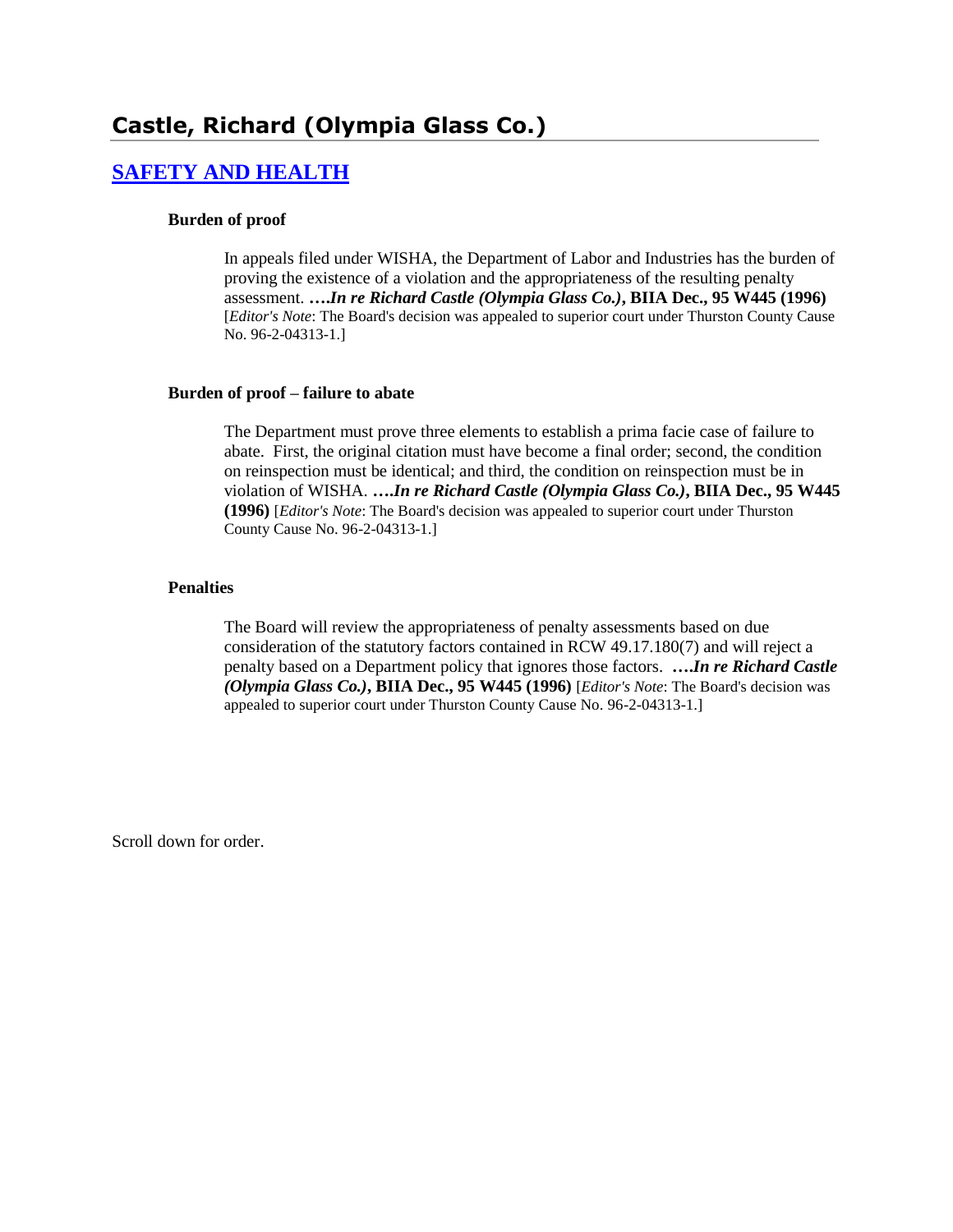# Castle, Richard (Olympia Glass Co.)

## SAFETY AND HEALTH

### Burden of proof

In appeals filed under WISHA, the Department of Labor and Industries has the burden of proving the existence of a violation and the appropriateness of the resulting penalty assessment. ***….In re Richard Castle (Olympia Glass Co.)*, BIIA Dec., 95 W445 (1996)** [*Editor's Note*: The Board's decision was appealed to superior court under Thurston County Cause No. 96-2-04313-1.]

### Burden of proof – failure to abate

The Department must prove three elements to establish a prima facie case of failure to abate. First, the original citation must have become a final order; second, the condition on reinspection must be identical; and third, the condition on reinspection must be in violation of WISHA. ***….In re Richard Castle (Olympia Glass Co.)*, BIIA Dec., 95 W445 (1996)** [*Editor's Note*: The Board's decision was appealed to superior court under Thurston County Cause No. 96-2-04313-1.]

### Penalties

The Board will review the appropriateness of penalty assessments based on due consideration of the statutory factors contained in RCW 49.17.180(7) and will reject a penalty based on a Department policy that ignores those factors. ***….In re Richard Castle (Olympia Glass Co.)*, BIIA Dec., 95 W445 (1996)** [*Editor's Note*: The Board's decision was appealed to superior court under Thurston County Cause No. 96-2-04313-1.]

Scroll down for order.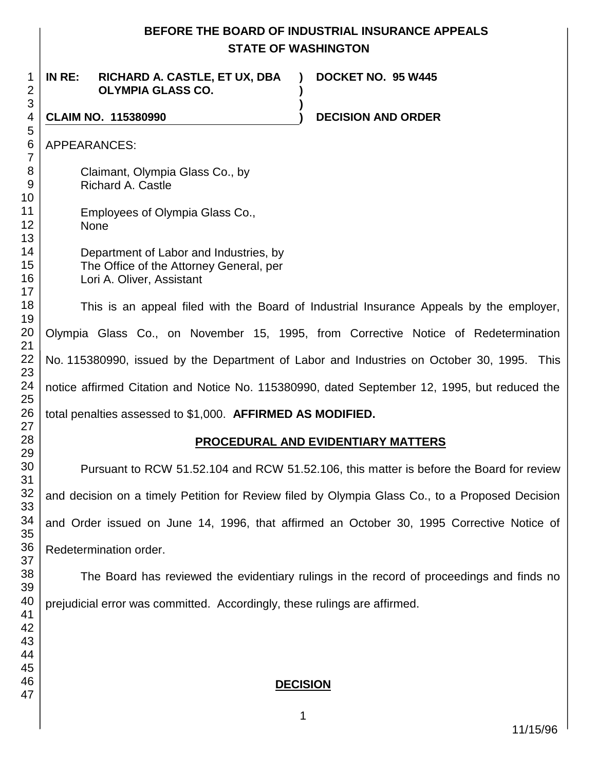**BEFORE THE BOARD OF INDUSTRIAL INSURANCE APPEALS**
**STATE OF WASHINGTON**

| **IN RE: RICHARD A. CASTLE, ET UX, DBA OLYMPIA GLASS CO.** | **DOCKET NO. 95 W445** |
|---|---|
| **CLAIM NO. 115380990** | **DECISION AND ORDER** |

APPEARANCES:

Claimant, Olympia Glass Co., by
Richard A. Castle

Employees of Olympia Glass Co.,
None

Department of Labor and Industries, by
The Office of the Attorney General, per
Lori A. Oliver, Assistant

This is an appeal filed with the Board of Industrial Insurance Appeals by the employer, Olympia Glass Co., on November 15, 1995, from Corrective Notice of Redetermination No. 115380990, issued by the Department of Labor and Industries on October 30, 1995. This notice affirmed Citation and Notice No. 115380990, dated September 12, 1995, but reduced the total penalties assessed to $1,000. **AFFIRMED AS MODIFIED.**

## PROCEDURAL AND EVIDENTIARY MATTERS

Pursuant to RCW 51.52.104 and RCW 51.52.106, this matter is before the Board for review and decision on a timely Petition for Review filed by Olympia Glass Co., to a Proposed Decision and Order issued on June 14, 1996, that affirmed an October 30, 1995 Corrective Notice of Redetermination order.

The Board has reviewed the evidentiary rulings in the record of proceedings and finds no prejudicial error was committed. Accordingly, these rulings are affirmed.

## DECISION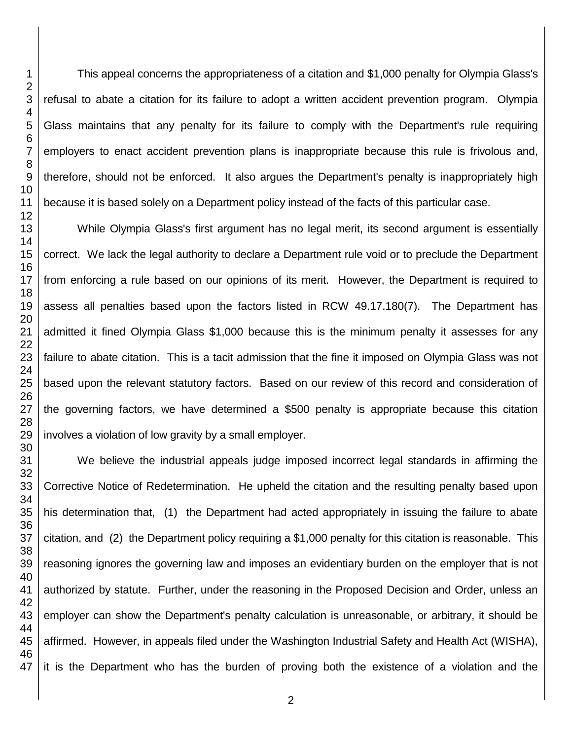This appeal concerns the appropriateness of a citation and $1,000 penalty for Olympia Glass's refusal to abate a citation for its failure to adopt a written accident prevention program. Olympia Glass maintains that any penalty for its failure to comply with the Department's rule requiring employers to enact accident prevention plans is inappropriate because this rule is frivolous and, therefore, should not be enforced. It also argues the Department's penalty is inappropriately high because it is based solely on a Department policy instead of the facts of this particular case.

While Olympia Glass's first argument has no legal merit, its second argument is essentially correct. We lack the legal authority to declare a Department rule void or to preclude the Department from enforcing a rule based on our opinions of its merit. However, the Department is required to assess all penalties based upon the factors listed in RCW 49.17.180(7). The Department has admitted it fined Olympia Glass $1,000 because this is the minimum penalty it assesses for any failure to abate citation. This is a tacit admission that the fine it imposed on Olympia Glass was not based upon the relevant statutory factors. Based on our review of this record and consideration of the governing factors, we have determined a $500 penalty is appropriate because this citation involves a violation of low gravity by a small employer.

We believe the industrial appeals judge imposed incorrect legal standards in affirming the Corrective Notice of Redetermination. He upheld the citation and the resulting penalty based upon his determination that, (1) the Department had acted appropriately in issuing the failure to abate citation, and (2) the Department policy requiring a $1,000 penalty for this citation is reasonable. This reasoning ignores the governing law and imposes an evidentiary burden on the employer that is not authorized by statute. Further, under the reasoning in the Proposed Decision and Order, unless an employer can show the Department's penalty calculation is unreasonable, or arbitrary, it should be affirmed. However, in appeals filed under the Washington Industrial Safety and Health Act (WISHA), it is the Department who has the burden of proving both the existence of a violation and the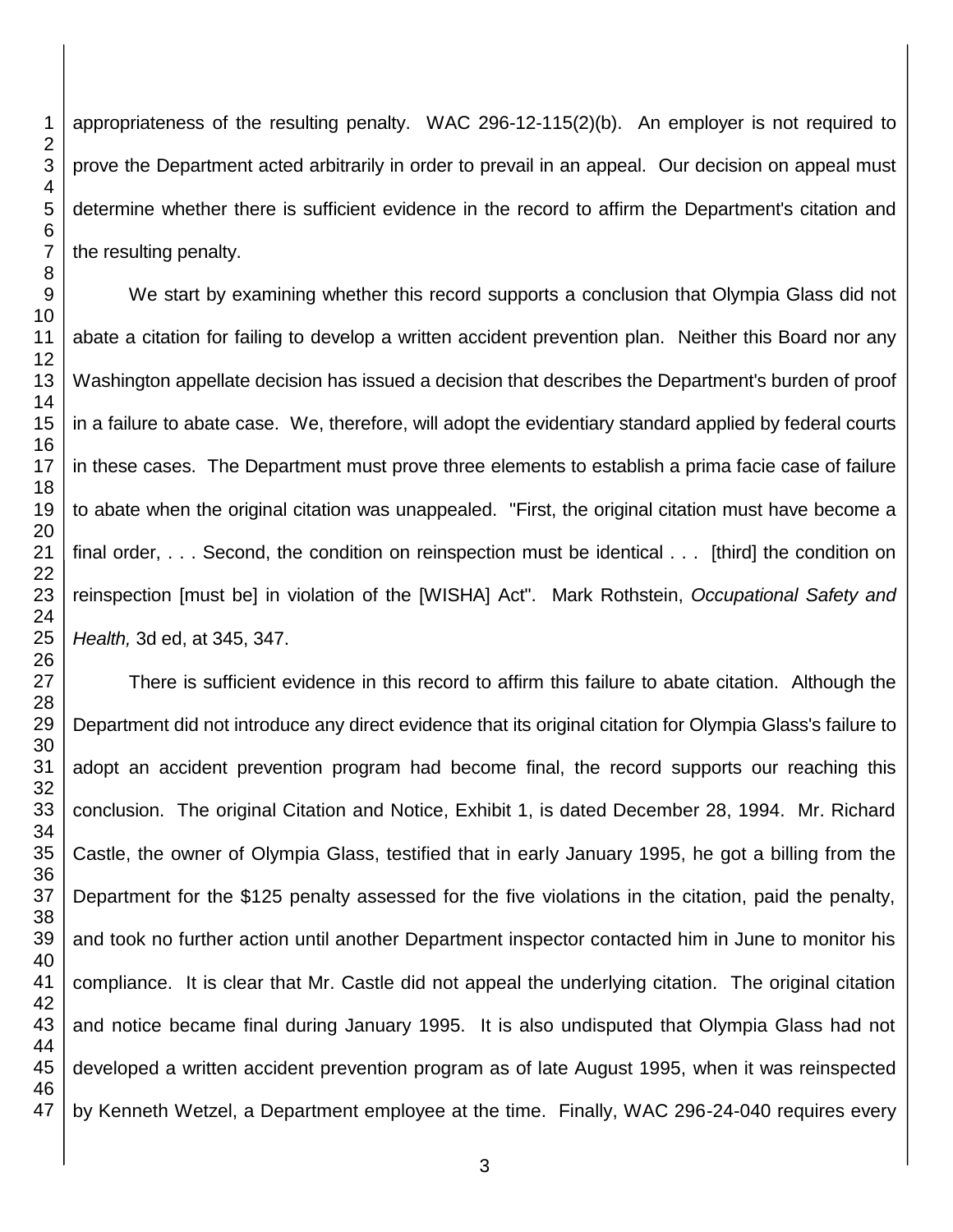appropriateness of the resulting penalty. WAC 296-12-115(2)(b). An employer is not required to prove the Department acted arbitrarily in order to prevail in an appeal. Our decision on appeal must determine whether there is sufficient evidence in the record to affirm the Department's citation and the resulting penalty.

We start by examining whether this record supports a conclusion that Olympia Glass did not abate a citation for failing to develop a written accident prevention plan. Neither this Board nor any Washington appellate decision has issued a decision that describes the Department's burden of proof in a failure to abate case. We, therefore, will adopt the evidentiary standard applied by federal courts in these cases. The Department must prove three elements to establish a prima facie case of failure to abate when the original citation was unappealed. "First, the original citation must have become a final order, . . . Second, the condition on reinspection must be identical . . . [third] the condition on reinspection [must be] in violation of the [WISHA] Act". Mark Rothstein, *Occupational Safety and Health,* 3d ed, at 345, 347.

There is sufficient evidence in this record to affirm this failure to abate citation. Although the Department did not introduce any direct evidence that its original citation for Olympia Glass's failure to adopt an accident prevention program had become final, the record supports our reaching this conclusion. The original Citation and Notice, Exhibit 1, is dated December 28, 1994. Mr. Richard Castle, the owner of Olympia Glass, testified that in early January 1995, he got a billing from the Department for the $125 penalty assessed for the five violations in the citation, paid the penalty, and took no further action until another Department inspector contacted him in June to monitor his compliance. It is clear that Mr. Castle did not appeal the underlying citation. The original citation and notice became final during January 1995. It is also undisputed that Olympia Glass had not developed a written accident prevention program as of late August 1995, when it was reinspected by Kenneth Wetzel, a Department employee at the time. Finally, WAC 296-24-040 requires every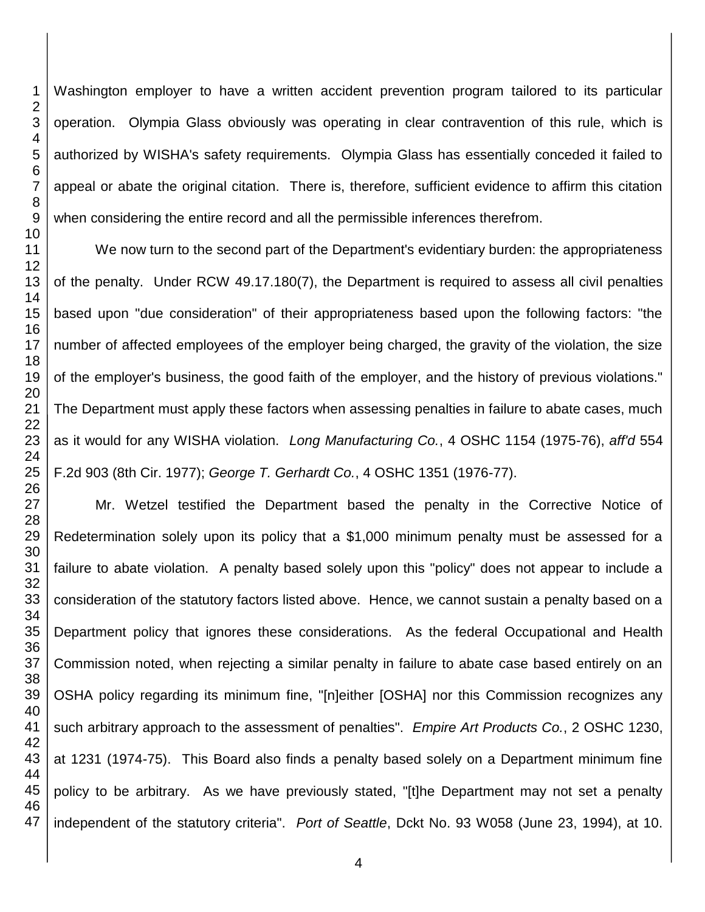Washington employer to have a written accident prevention program tailored to its particular operation. Olympia Glass obviously was operating in clear contravention of this rule, which is authorized by WISHA's safety requirements. Olympia Glass has essentially conceded it failed to appeal or abate the original citation. There is, therefore, sufficient evidence to affirm this citation when considering the entire record and all the permissible inferences therefrom.

We now turn to the second part of the Department's evidentiary burden: the appropriateness of the penalty. Under RCW 49.17.180(7), the Department is required to assess all civil penalties based upon "due consideration" of their appropriateness based upon the following factors: "the number of affected employees of the employer being charged, the gravity of the violation, the size of the employer's business, the good faith of the employer, and the history of previous violations." The Department must apply these factors when assessing penalties in failure to abate cases, much as it would for any WISHA violation. *Long Manufacturing Co.*, 4 OSHC 1154 (1975-76), *aff'd* 554 F.2d 903 (8th Cir. 1977); *George T. Gerhardt Co.*, 4 OSHC 1351 (1976-77).

Mr. Wetzel testified the Department based the penalty in the Corrective Notice of Redetermination solely upon its policy that a $1,000 minimum penalty must be assessed for a failure to abate violation. A penalty based solely upon this "policy" does not appear to include a consideration of the statutory factors listed above. Hence, we cannot sustain a penalty based on a Department policy that ignores these considerations. As the federal Occupational and Health Commission noted, when rejecting a similar penalty in failure to abate case based entirely on an OSHA policy regarding its minimum fine, "[n]either [OSHA] nor this Commission recognizes any such arbitrary approach to the assessment of penalties". *Empire Art Products Co.*, 2 OSHC 1230, at 1231 (1974-75). This Board also finds a penalty based solely on a Department minimum fine policy to be arbitrary. As we have previously stated, "[t]he Department may not set a penalty independent of the statutory criteria". *Port of Seattle*, Dckt No. 93 W058 (June 23, 1994), at 10.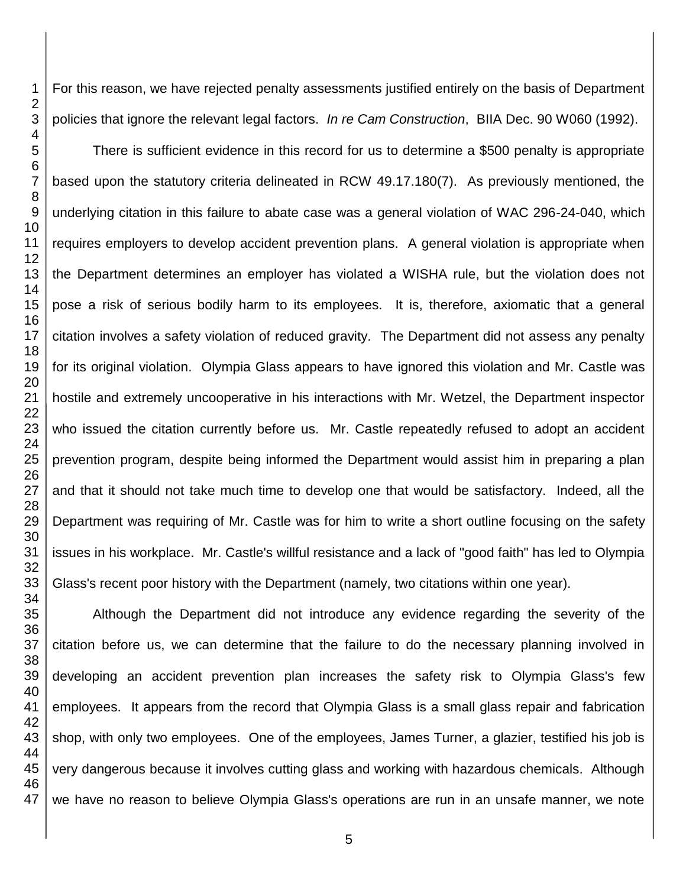For this reason, we have rejected penalty assessments justified entirely on the basis of Department policies that ignore the relevant legal factors. *In re Cam Construction*, BIIA Dec. 90 W060 (1992).

There is sufficient evidence in this record for us to determine a $500 penalty is appropriate based upon the statutory criteria delineated in RCW 49.17.180(7). As previously mentioned, the underlying citation in this failure to abate case was a general violation of WAC 296-24-040, which requires employers to develop accident prevention plans. A general violation is appropriate when the Department determines an employer has violated a WISHA rule, but the violation does not pose a risk of serious bodily harm to its employees. It is, therefore, axiomatic that a general citation involves a safety violation of reduced gravity. The Department did not assess any penalty for its original violation. Olympia Glass appears to have ignored this violation and Mr. Castle was hostile and extremely uncooperative in his interactions with Mr. Wetzel, the Department inspector who issued the citation currently before us. Mr. Castle repeatedly refused to adopt an accident prevention program, despite being informed the Department would assist him in preparing a plan and that it should not take much time to develop one that would be satisfactory. Indeed, all the Department was requiring of Mr. Castle was for him to write a short outline focusing on the safety issues in his workplace. Mr. Castle's willful resistance and a lack of "good faith" has led to Olympia Glass's recent poor history with the Department (namely, two citations within one year).

Although the Department did not introduce any evidence regarding the severity of the citation before us, we can determine that the failure to do the necessary planning involved in developing an accident prevention plan increases the safety risk to Olympia Glass's few employees. It appears from the record that Olympia Glass is a small glass repair and fabrication shop, with only two employees. One of the employees, James Turner, a glazier, testified his job is very dangerous because it involves cutting glass and working with hazardous chemicals. Although we have no reason to believe Olympia Glass's operations are run in an unsafe manner, we note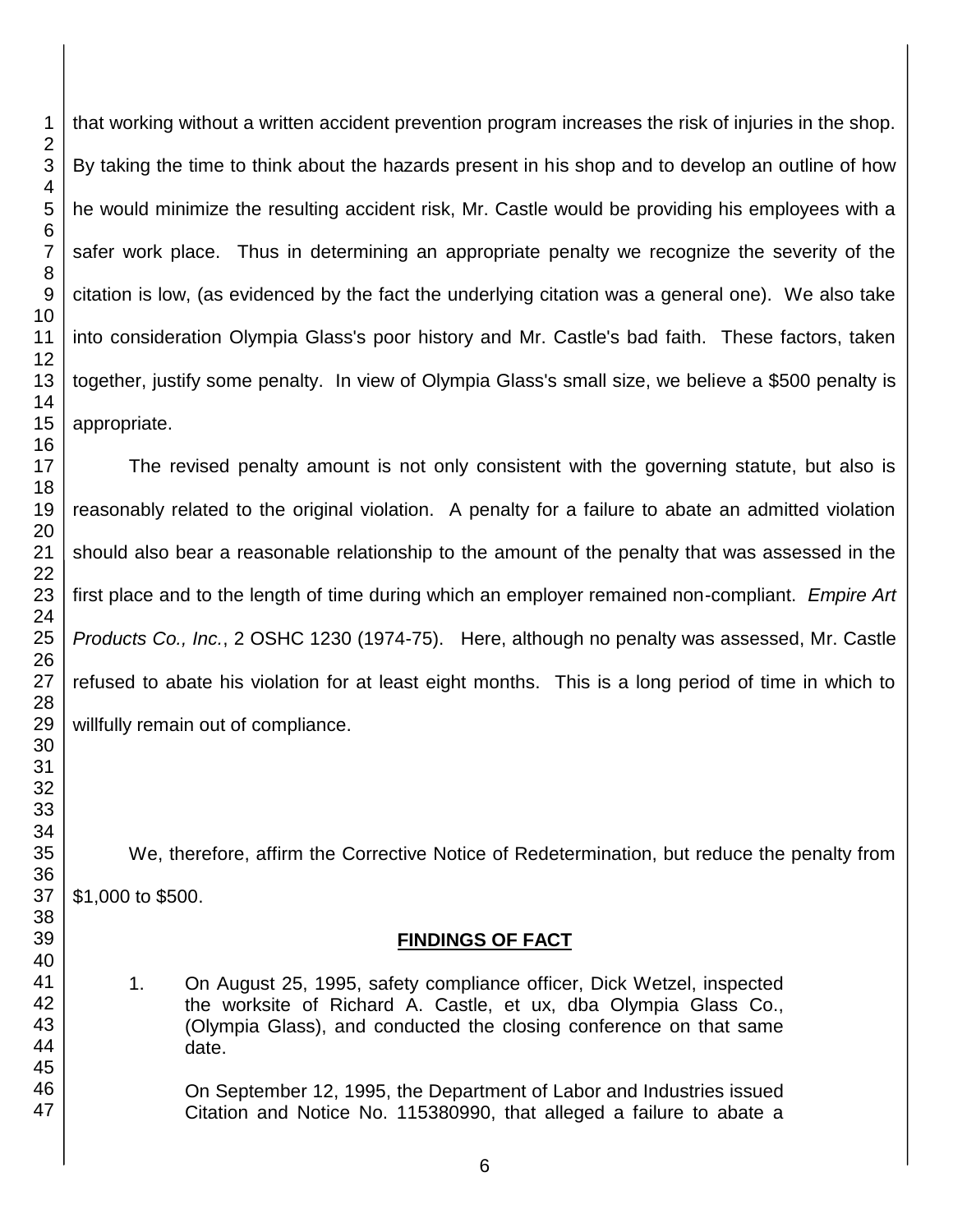that working without a written accident prevention program increases the risk of injuries in the shop. By taking the time to think about the hazards present in his shop and to develop an outline of how he would minimize the resulting accident risk, Mr. Castle would be providing his employees with a safer work place. Thus in determining an appropriate penalty we recognize the severity of the citation is low, (as evidenced by the fact the underlying citation was a general one). We also take into consideration Olympia Glass's poor history and Mr. Castle's bad faith. These factors, taken together, justify some penalty. In view of Olympia Glass's small size, we believe a $500 penalty is appropriate.

The revised penalty amount is not only consistent with the governing statute, but also is reasonably related to the original violation. A penalty for a failure to abate an admitted violation should also bear a reasonable relationship to the amount of the penalty that was assessed in the first place and to the length of time during which an employer remained non-compliant. *Empire Art Products Co., Inc.*, 2 OSHC 1230 (1974-75). Here, although no penalty was assessed, Mr. Castle refused to abate his violation for at least eight months. This is a long period of time in which to willfully remain out of compliance.

We, therefore, affirm the Corrective Notice of Redetermination, but reduce the penalty from $1,000 to $500.

## FINDINGS OF FACT

1. On August 25, 1995, safety compliance officer, Dick Wetzel, inspected the worksite of Richard A. Castle, et ux, dba Olympia Glass Co., (Olympia Glass), and conducted the closing conference on that same date.

   On September 12, 1995, the Department of Labor and Industries issued Citation and Notice No. 115380990, that alleged a failure to abate a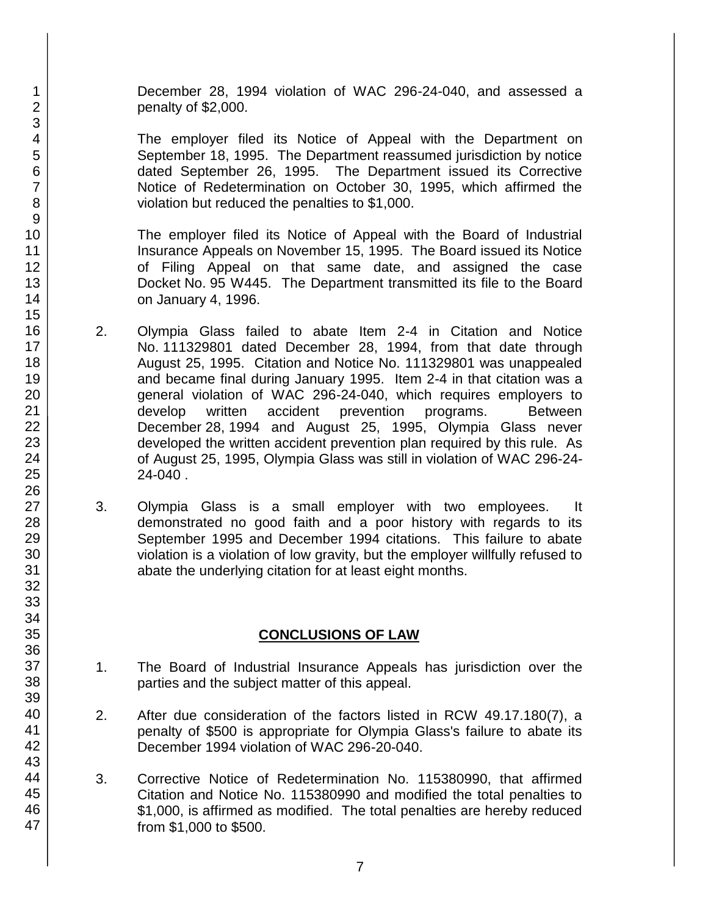December 28, 1994 violation of WAC 296-24-040, and assessed a penalty of $2,000.

The employer filed its Notice of Appeal with the Department on September 18, 1995. The Department reassumed jurisdiction by notice dated September 26, 1995. The Department issued its Corrective Notice of Redetermination on October 30, 1995, which affirmed the violation but reduced the penalties to $1,000.

The employer filed its Notice of Appeal with the Board of Industrial Insurance Appeals on November 15, 1995. The Board issued its Notice of Filing Appeal on that same date, and assigned the case Docket No. 95 W445. The Department transmitted its file to the Board on January 4, 1996.

2. Olympia Glass failed to abate Item 2-4 in Citation and Notice No. 111329801 dated December 28, 1994, from that date through August 25, 1995. Citation and Notice No. 111329801 was unappealed and became final during January 1995. Item 2-4 in that citation was a general violation of WAC 296-24-040, which requires employers to develop written accident prevention programs. Between December 28, 1994 and August 25, 1995, Olympia Glass never developed the written accident prevention plan required by this rule. As of August 25, 1995, Olympia Glass was still in violation of WAC 296-24-24-040 .

3. Olympia Glass is a small employer with two employees. It demonstrated no good faith and a poor history with regards to its September 1995 and December 1994 citations. This failure to abate violation is a violation of low gravity, but the employer willfully refused to abate the underlying citation for at least eight months.

## CONCLUSIONS OF LAW

1. The Board of Industrial Insurance Appeals has jurisdiction over the parties and the subject matter of this appeal.

2. After due consideration of the factors listed in RCW 49.17.180(7), a penalty of $500 is appropriate for Olympia Glass's failure to abate its December 1994 violation of WAC 296-20-040.

3. Corrective Notice of Redetermination No. 115380990, that affirmed Citation and Notice No. 115380990 and modified the total penalties to $1,000, is affirmed as modified. The total penalties are hereby reduced from $1,000 to $500.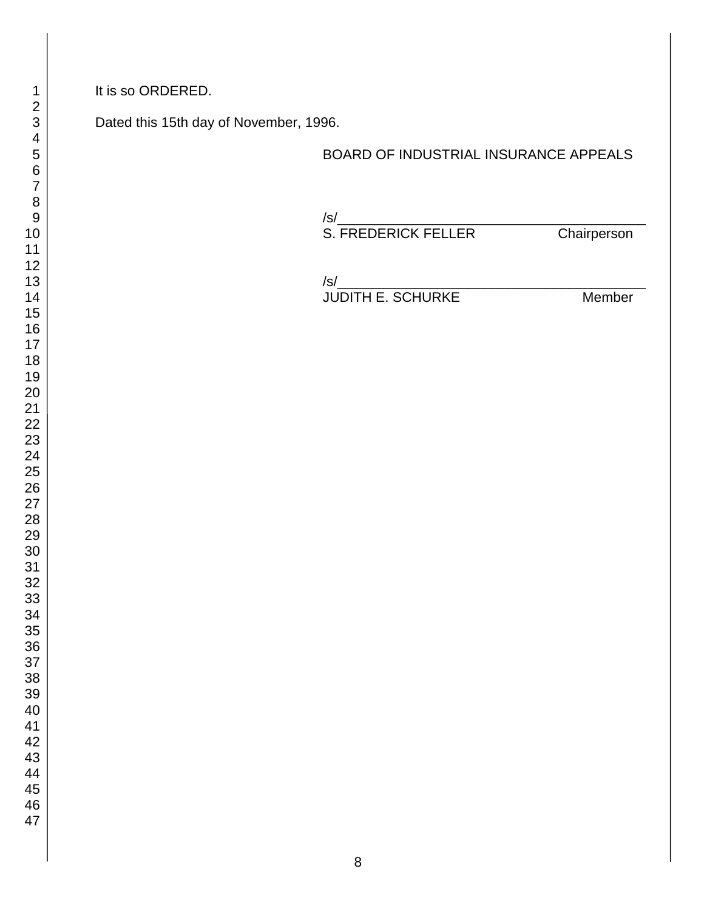It is so ORDERED.

Dated this 15th day of November, 1996.

BOARD OF INDUSTRIAL INSURANCE APPEALS

/s/________________________________________
S. FREDERICK FELLER Chairperson

/s/________________________________________
JUDITH E. SCHURKE Member